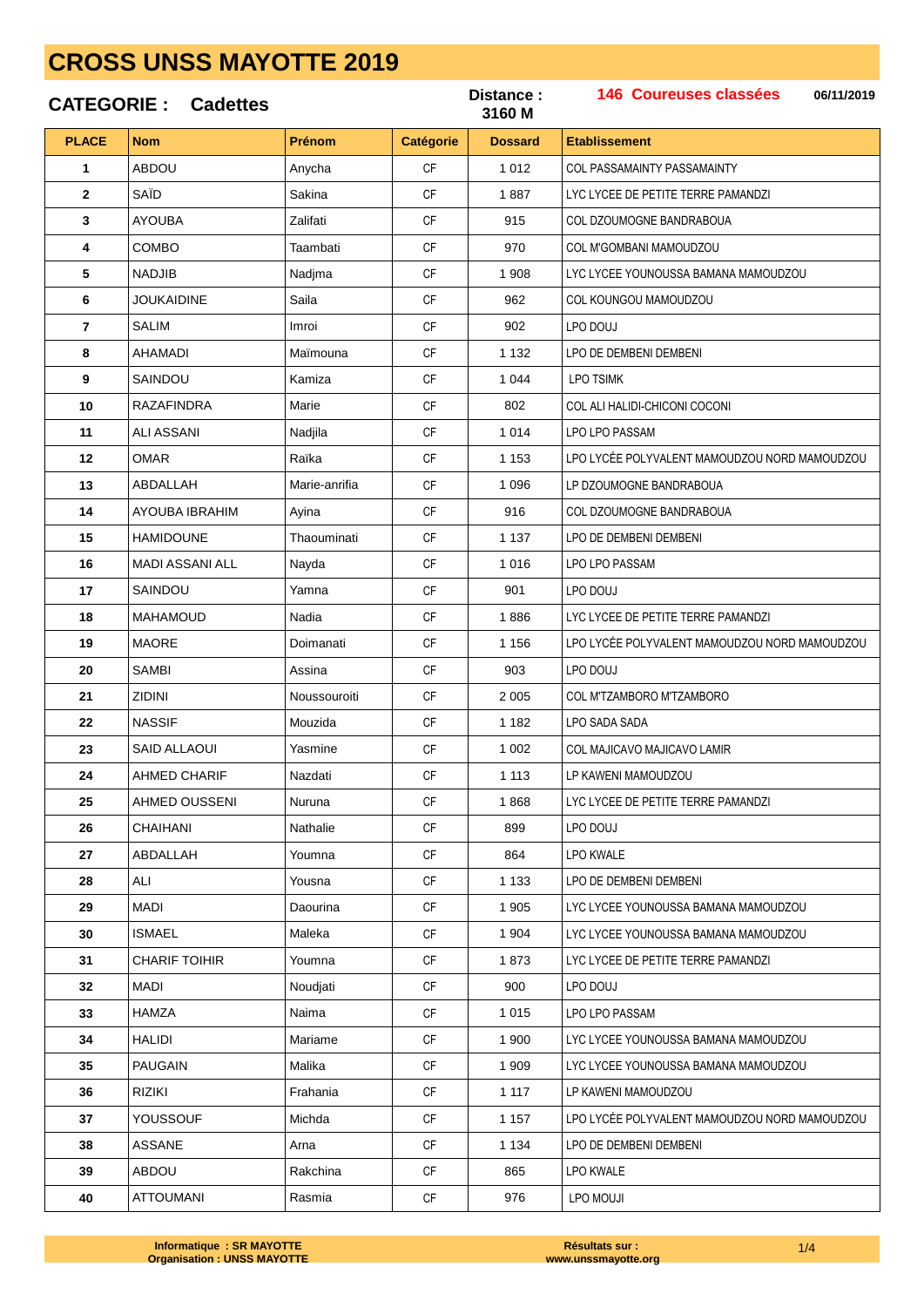# CROSS UNSS MAYOTTE 2019

**CATEGORIE : Cadettes** **Distance : 3160 M** **146 Coureuses classées** **06/11/2019**

| PLACE | Nom | Prénom | Catégorie | Dossard | Etablissement |
|---|---|---|---|---|---|
| 1 | ABDOU | Anycha | CF | 1 012 | COL PASSAMAINTY PASSAMAINTY |
| 2 | SAÏD | Sakina | CF | 1 887 | LYC LYCEE DE PETITE TERRE PAMANDZI |
| 3 | AYOUBA | Zalifati | CF | 915 | COL DZOUMOGNE BANDRABOUA |
| 4 | COMBO | Taambati | CF | 970 | COL M'GOMBANI MAMOUDZOU |
| 5 | NADJIB | Nadjma | CF | 1 908 | LYC LYCEE YOUNOUSSA BAMANA MAMOUDZOU |
| 6 | JOUKAIDINE | Saila | CF | 962 | COL KOUNGOU MAMOUDZOU |
| 7 | SALIM | Imroi | CF | 902 | LPO DOUJ |
| 8 | AHAMADI | Maïmouna | CF | 1 132 | LPO DE DEMBENI DEMBENI |
| 9 | SAINDOU | Kamiza | CF | 1 044 | LPO TSIMK |
| 10 | RAZAFINDRA | Marie | CF | 802 | COL ALI HALIDI-CHICONI COCONI |
| 11 | ALI ASSANI | Nadjila | CF | 1 014 | LPO LPO PASSAM |
| 12 | OMAR | Raïka | CF | 1 153 | LPO LYCÉE POLYVALENT MAMOUDZOU NORD MAMOUDZOU |
| 13 | ABDALLAH | Marie-anrifia | CF | 1 096 | LP DZOUMOGNE BANDRABOUA |
| 14 | AYOUBA IBRAHIM | Ayina | CF | 916 | COL DZOUMOGNE BANDRABOUA |
| 15 | HAMIDOUNE | Thaouminati | CF | 1 137 | LPO DE DEMBENI DEMBENI |
| 16 | MADI ASSANI ALL | Nayda | CF | 1 016 | LPO LPO PASSAM |
| 17 | SAINDOU | Yamna | CF | 901 | LPO DOUJ |
| 18 | MAHAMOUD | Nadia | CF | 1 886 | LYC LYCEE DE PETITE TERRE PAMANDZI |
| 19 | MAORE | Doimanati | CF | 1 156 | LPO LYCÉE POLYVALENT MAMOUDZOU NORD MAMOUDZOU |
| 20 | SAMBI | Assina | CF | 903 | LPO DOUJ |
| 21 | ZIDINI | Noussouroiti | CF | 2 005 | COL M'TZAMBORO M'TZAMBORO |
| 22 | NASSIF | Mouzida | CF | 1 182 | LPO SADA SADA |
| 23 | SAID ALLAOUI | Yasmine | CF | 1 002 | COL MAJICAVO MAJICAVO LAMIR |
| 24 | AHMED CHARIF | Nazdati | CF | 1 113 | LP KAWENI MAMOUDZOU |
| 25 | AHMED OUSSENI | Nuruna | CF | 1 868 | LYC LYCEE DE PETITE TERRE PAMANDZI |
| 26 | CHAIHANI | Nathalie | CF | 899 | LPO DOUJ |
| 27 | ABDALLAH | Youmna | CF | 864 | LPO KWALE |
| 28 | ALI | Yousna | CF | 1 133 | LPO DE DEMBENI DEMBENI |
| 29 | MADI | Daourina | CF | 1 905 | LYC LYCEE YOUNOUSSA BAMANA MAMOUDZOU |
| 30 | ISMAEL | Maleka | CF | 1 904 | LYC LYCEE YOUNOUSSA BAMANA MAMOUDZOU |
| 31 | CHARIF TOIHIR | Youmna | CF | 1 873 | LYC LYCEE DE PETITE TERRE PAMANDZI |
| 32 | MADI | Noudjati | CF | 900 | LPO DOUJ |
| 33 | HAMZA | Naima | CF | 1 015 | LPO LPO PASSAM |
| 34 | HALIDI | Mariame | CF | 1 900 | LYC LYCEE YOUNOUSSA BAMANA MAMOUDZOU |
| 35 | PAUGAIN | Malika | CF | 1 909 | LYC LYCEE YOUNOUSSA BAMANA MAMOUDZOU |
| 36 | RIZIKI | Frahania | CF | 1 117 | LP KAWENI MAMOUDZOU |
| 37 | YOUSSOUF | Michda | CF | 1 157 | LPO LYCÉE POLYVALENT MAMOUDZOU NORD MAMOUDZOU |
| 38 | ASSANE | Arna | CF | 1 134 | LPO DE DEMBENI DEMBENI |
| 39 | ABDOU | Rakchina | CF | 865 | LPO KWALE |
| 40 | ATTOUMANI | Rasmia | CF | 976 | LPO MOUJI |

**Informatique : SR MAYOTTE**
**Organisation : UNSS MAYOTTE**

**Résultats sur :**
**www.unssmayotte.org**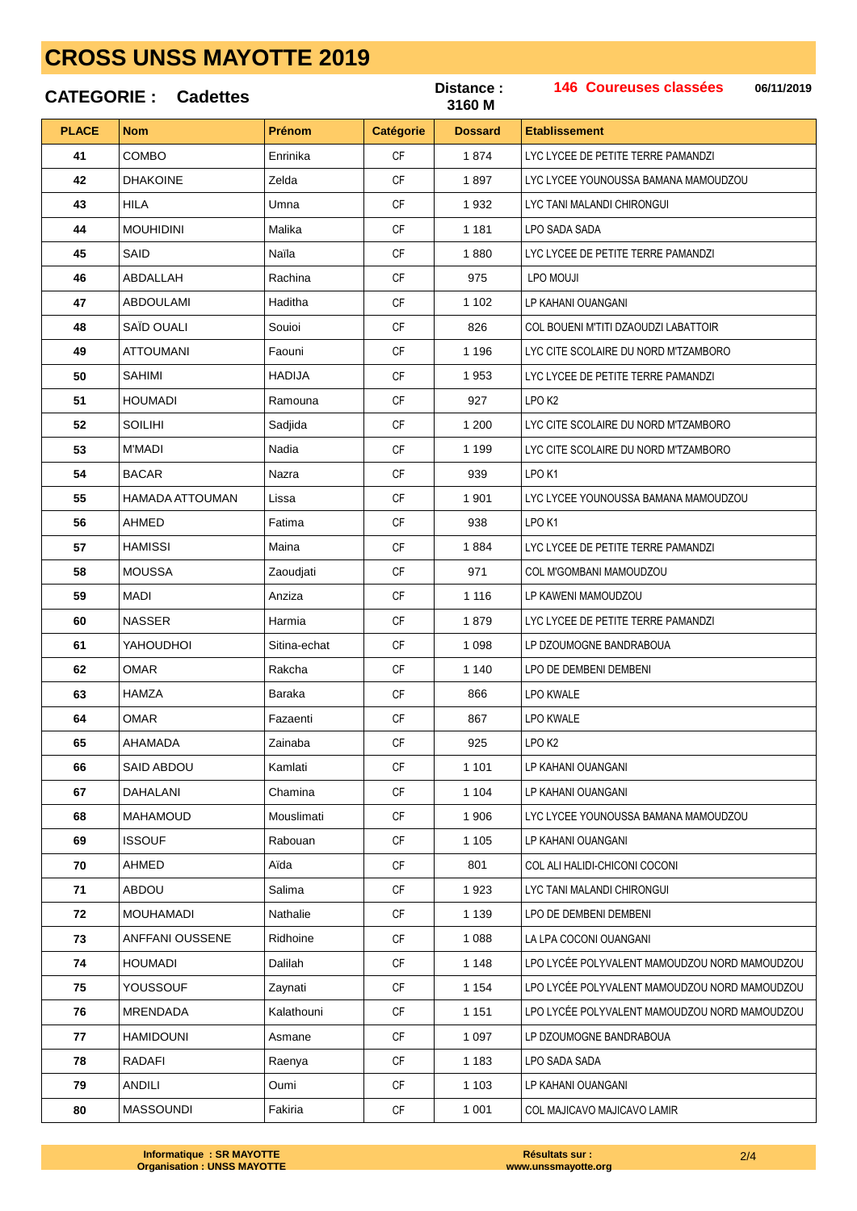# CROSS UNSS MAYOTTE 2019

**CATEGORIE : Cadettes** — **Distance : 3160 M** — **146 Coureuses classées** — **06/11/2019**

| PLACE | Nom | Prénom | Catégorie | Dossard | Etablissement |
|---|---|---|---|---|---|
| 41 | COMBO | Enrinika | CF | 1 874 | LYC LYCEE DE PETITE TERRE PAMANDZI |
| 42 | DHAKOINE | Zelda | CF | 1 897 | LYC LYCEE YOUNOUSSA BAMANA MAMOUDZOU |
| 43 | HILA | Umna | CF | 1 932 | LYC TANI MALANDI CHIRONGUI |
| 44 | MOUHIDINI | Malika | CF | 1 181 | LPO SADA SADA |
| 45 | SAID | Naïla | CF | 1 880 | LYC LYCEE DE PETITE TERRE PAMANDZI |
| 46 | ABDALLAH | Rachina | CF | 975 | LPO MOUJI |
| 47 | ABDOULAMI | Haditha | CF | 1 102 | LP KAHANI OUANGANI |
| 48 | SAÏD OUALI | Souioi | CF | 826 | COL BOUENI M'TITI DZAOUDZI LABATTOIR |
| 49 | ATTOUMANI | Faouni | CF | 1 196 | LYC CITE SCOLAIRE DU NORD M'TZAMBORO |
| 50 | SAHIMI | HADIJA | CF | 1 953 | LYC LYCEE DE PETITE TERRE PAMANDZI |
| 51 | HOUMADI | Ramouna | CF | 927 | LPO K2 |
| 52 | SOILIHI | Sadjida | CF | 1 200 | LYC CITE SCOLAIRE DU NORD M'TZAMBORO |
| 53 | M'MADI | Nadia | CF | 1 199 | LYC CITE SCOLAIRE DU NORD M'TZAMBORO |
| 54 | BACAR | Nazra | CF | 939 | LPO K1 |
| 55 | HAMADA ATTOUMAN | Lissa | CF | 1 901 | LYC LYCEE YOUNOUSSA BAMANA MAMOUDZOU |
| 56 | AHMED | Fatima | CF | 938 | LPO K1 |
| 57 | HAMISSI | Maina | CF | 1 884 | LYC LYCEE DE PETITE TERRE PAMANDZI |
| 58 | MOUSSA | Zaoudjati | CF | 971 | COL M'GOMBANI MAMOUDZOU |
| 59 | MADI | Anziza | CF | 1 116 | LP KAWENI MAMOUDZOU |
| 60 | NASSER | Harmia | CF | 1 879 | LYC LYCEE DE PETITE TERRE PAMANDZI |
| 61 | YAHOUDHOI | Sitina-echat | CF | 1 098 | LP DZOUMOGNE BANDRABOUA |
| 62 | OMAR | Rakcha | CF | 1 140 | LPO DE DEMBENI DEMBENI |
| 63 | HAMZA | Baraka | CF | 866 | LPO KWALE |
| 64 | OMAR | Fazaenti | CF | 867 | LPO KWALE |
| 65 | AHAMADA | Zainaba | CF | 925 | LPO K2 |
| 66 | SAID ABDOU | Kamlati | CF | 1 101 | LP KAHANI OUANGANI |
| 67 | DAHALANI | Chamina | CF | 1 104 | LP KAHANI OUANGANI |
| 68 | MAHAMOUD | Mouslimati | CF | 1 906 | LYC LYCEE YOUNOUSSA BAMANA MAMOUDZOU |
| 69 | ISSOUF | Rabouan | CF | 1 105 | LP KAHANI OUANGANI |
| 70 | AHMED | Aïda | CF | 801 | COL ALI HALIDI-CHICONI COCONI |
| 71 | ABDOU | Salima | CF | 1 923 | LYC TANI MALANDI CHIRONGUI |
| 72 | MOUHAMADI | Nathalie | CF | 1 139 | LPO DE DEMBENI DEMBENI |
| 73 | ANFFANI OUSSENE | Ridhoine | CF | 1 088 | LA LPA COCONI OUANGANI |
| 74 | HOUMADI | Dalilah | CF | 1 148 | LPO LYCÉE POLYVALENT MAMOUDZOU NORD MAMOUDZOU |
| 75 | YOUSSOUF | Zaynati | CF | 1 154 | LPO LYCÉE POLYVALENT MAMOUDZOU NORD MAMOUDZOU |
| 76 | MRENDADA | Kalathouni | CF | 1 151 | LPO LYCÉE POLYVALENT MAMOUDZOU NORD MAMOUDZOU |
| 77 | HAMIDOUNI | Asmane | CF | 1 097 | LP DZOUMOGNE BANDRABOUA |
| 78 | RADAFI | Raenya | CF | 1 183 | LPO SADA SADA |
| 79 | ANDILI | Oumi | CF | 1 103 | LP KAHANI OUANGANI |
| 80 | MASSOUNDI | Fakiria | CF | 1 001 | COL MAJICAVO MAJICAVO LAMIR |

Informatique : SR MAYOTTE
Organisation : UNSS MAYOTTE

Résultats sur : www.unssmayotte.org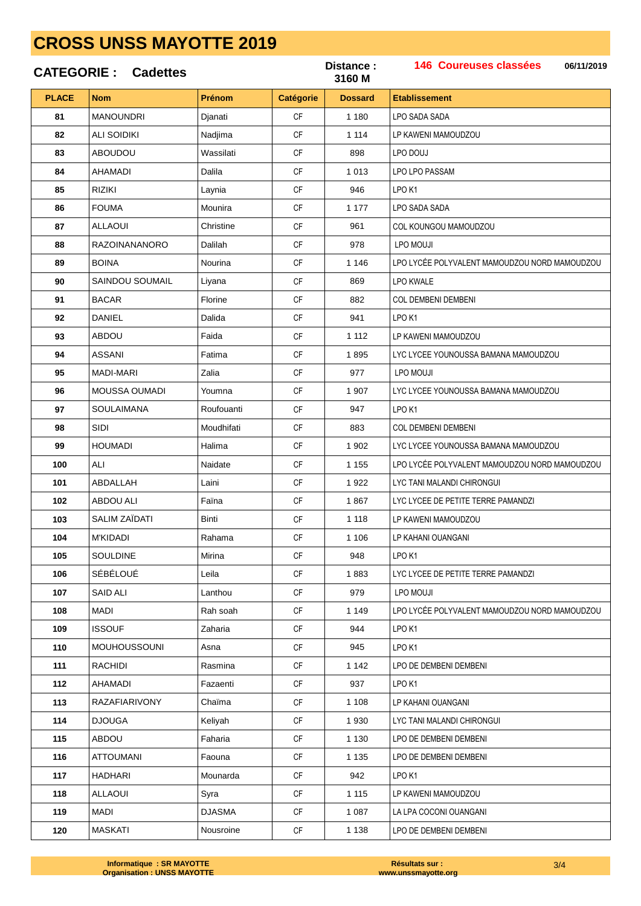# CROSS UNSS MAYOTTE 2019

**CATEGORIE : Cadettes**

**Distance : 3160 M**

**146 Coureuses classées**

**06/11/2019**

| PLACE | Nom | Prénom | Catégorie | Dossard | Etablissement |
|---|---|---|---|---|---|
| 81 | MANOUNDRI | Djanati | CF | 1 180 | LPO SADA SADA |
| 82 | ALI SOIDIKI | Nadjima | CF | 1 114 | LP KAWENI MAMOUDZOU |
| 83 | ABOUDOU | Wassilati | CF | 898 | LPO DOUJ |
| 84 | AHAMADI | Dalila | CF | 1 013 | LPO LPO PASSAM |
| 85 | RIZIKI | Laynia | CF | 946 | LPO K1 |
| 86 | FOUMA | Mounira | CF | 1 177 | LPO SADA SADA |
| 87 | ALLAOUI | Christine | CF | 961 | COL KOUNGOU MAMOUDZOU |
| 88 | RAZOINANANORO | Dalilah | CF | 978 | LPO MOUJI |
| 89 | BOINA | Nourina | CF | 1 146 | LPO LYCÉE POLYVALENT MAMOUDZOU NORD MAMOUDZOU |
| 90 | SAINDOU SOUMAIL | Liyana | CF | 869 | LPO KWALE |
| 91 | BACAR | Florine | CF | 882 | COL DEMBENI DEMBENI |
| 92 | DANIEL | Dalida | CF | 941 | LPO K1 |
| 93 | ABDOU | Faida | CF | 1 112 | LP KAWENI MAMOUDZOU |
| 94 | ASSANI | Fatima | CF | 1 895 | LYC LYCEE YOUNOUSSA BAMANA MAMOUDZOU |
| 95 | MADI-MARI | Zalia | CF | 977 | LPO MOUJI |
| 96 | MOUSSA OUMADI | Youmna | CF | 1 907 | LYC LYCEE YOUNOUSSA BAMANA MAMOUDZOU |
| 97 | SOULAIMANA | Roufouanti | CF | 947 | LPO K1 |
| 98 | SIDI | Moudhifati | CF | 883 | COL DEMBENI DEMBENI |
| 99 | HOUMADI | Halima | CF | 1 902 | LYC LYCEE YOUNOUSSA BAMANA MAMOUDZOU |
| 100 | ALI | Naidate | CF | 1 155 | LPO LYCÉE POLYVALENT MAMOUDZOU NORD MAMOUDZOU |
| 101 | ABDALLAH | Laini | CF | 1 922 | LYC TANI MALANDI CHIRONGUI |
| 102 | ABDOU ALI | Faïna | CF | 1 867 | LYC LYCEE DE PETITE TERRE PAMANDZI |
| 103 | SALIM ZAÏDATI | Binti | CF | 1 118 | LP KAWENI MAMOUDZOU |
| 104 | M'KIDADI | Rahama | CF | 1 106 | LP KAHANI OUANGANI |
| 105 | SOULDINE | Mirina | CF | 948 | LPO K1 |
| 106 | SÉBÉLOUÉ | Leila | CF | 1 883 | LYC LYCEE DE PETITE TERRE PAMANDZI |
| 107 | SAID ALI | Lanthou | CF | 979 | LPO MOUJI |
| 108 | MADI | Rah soah | CF | 1 149 | LPO LYCÉE POLYVALENT MAMOUDZOU NORD MAMOUDZOU |
| 109 | ISSOUF | Zaharia | CF | 944 | LPO K1 |
| 110 | MOUHOUSSOUNI | Asna | CF | 945 | LPO K1 |
| 111 | RACHIDI | Rasmina | CF | 1 142 | LPO DE DEMBENI DEMBENI |
| 112 | AHAMADI | Fazaenti | CF | 937 | LPO K1 |
| 113 | RAZAFIARIVONY | Chaïma | CF | 1 108 | LP KAHANI OUANGANI |
| 114 | DJOUGA | Keliyah | CF | 1 930 | LYC TANI MALANDI CHIRONGUI |
| 115 | ABDOU | Faharia | CF | 1 130 | LPO DE DEMBENI DEMBENI |
| 116 | ATTOUMANI | Faouna | CF | 1 135 | LPO DE DEMBENI DEMBENI |
| 117 | HADHARI | Mounarda | CF | 942 | LPO K1 |
| 118 | ALLAOUI | Syra | CF | 1 115 | LP KAWENI MAMOUDZOU |
| 119 | MADI | DJASMA | CF | 1 087 | LA LPA COCONI OUANGANI |
| 120 | MASKATI | Nousroine | CF | 1 138 | LPO DE DEMBENI DEMBENI |

**Informatique : SR MAYOTTE**
**Organisation : UNSS MAYOTTE**

**Résultats sur :**
**www.unssmayotte.org**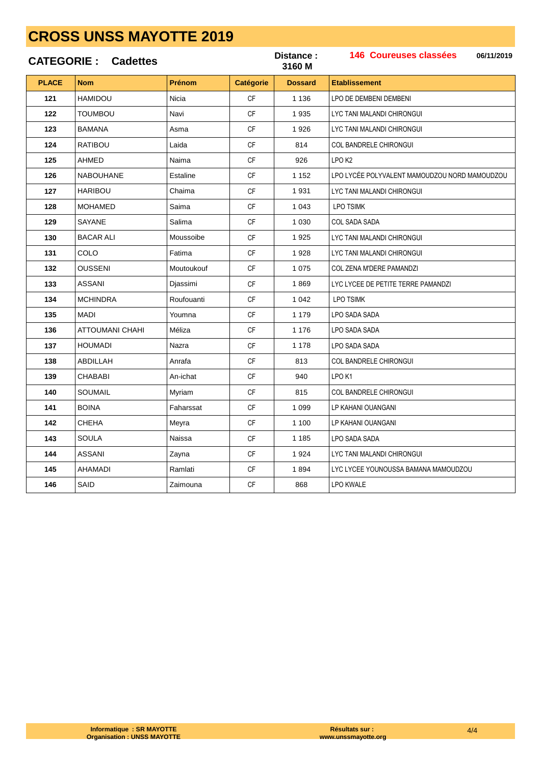# CROSS UNSS MAYOTTE 2019

**CATEGORIE : Cadettes** **Distance : 3160 M** **146 Coureuses classées** **06/11/2019**

| PLACE | Nom | Prénom | Catégorie | Dossard | Etablissement |
|---|---|---|---|---|---|
| 121 | HAMIDOU | Nicia | CF | 1 136 | LPO DE DEMBENI DEMBENI |
| 122 | TOUMBOU | Navi | CF | 1 935 | LYC TANI MALANDI CHIRONGUI |
| 123 | BAMANA | Asma | CF | 1 926 | LYC TANI MALANDI CHIRONGUI |
| 124 | RATIBOU | Laida | CF | 814 | COL BANDRELE CHIRONGUI |
| 125 | AHMED | Naima | CF | 926 | LPO K2 |
| 126 | NABOUHANE | Estaline | CF | 1 152 | LPO LYCÉE POLYVALENT MAMOUDZOU NORD MAMOUDZOU |
| 127 | HARIBOU | Chaima | CF | 1 931 | LYC TANI MALANDI CHIRONGUI |
| 128 | MOHAMED | Saima | CF | 1 043 | LPO TSIMK |
| 129 | SAYANE | Salima | CF | 1 030 | COL SADA SADA |
| 130 | BACAR ALI | Moussoibe | CF | 1 925 | LYC TANI MALANDI CHIRONGUI |
| 131 | COLO | Fatima | CF | 1 928 | LYC TANI MALANDI CHIRONGUI |
| 132 | OUSSENI | Moutoukouf | CF | 1 075 | COL ZENA M'DERE PAMANDZI |
| 133 | ASSANI | Djassimi | CF | 1 869 | LYC LYCEE DE PETITE TERRE PAMANDZI |
| 134 | MCHINDRA | Roufouanti | CF | 1 042 | LPO TSIMK |
| 135 | MADI | Youmna | CF | 1 179 | LPO SADA SADA |
| 136 | ATTOUMANI CHAHI | Méliza | CF | 1 176 | LPO SADA SADA |
| 137 | HOUMADI | Nazra | CF | 1 178 | LPO SADA SADA |
| 138 | ABDILLAH | Anrafa | CF | 813 | COL BANDRELE CHIRONGUI |
| 139 | CHABABI | An-ichat | CF | 940 | LPO K1 |
| 140 | SOUMAIL | Myriam | CF | 815 | COL BANDRELE CHIRONGUI |
| 141 | BOINA | Faharssat | CF | 1 099 | LP KAHANI OUANGANI |
| 142 | CHEHA | Meyra | CF | 1 100 | LP KAHANI OUANGANI |
| 143 | SOULA | Naissa | CF | 1 185 | LPO SADA SADA |
| 144 | ASSANI | Zayna | CF | 1 924 | LYC TANI MALANDI CHIRONGUI |
| 145 | AHAMADI | Ramlati | CF | 1 894 | LYC LYCEE YOUNOUSSA BAMANA MAMOUDZOU |
| 146 | SAID | Zaimouna | CF | 868 | LPO KWALE |

**Informatique : SR MAYOTTE**
**Organisation : UNSS MAYOTTE**

**Résultats sur : www.unssmayotte.org**